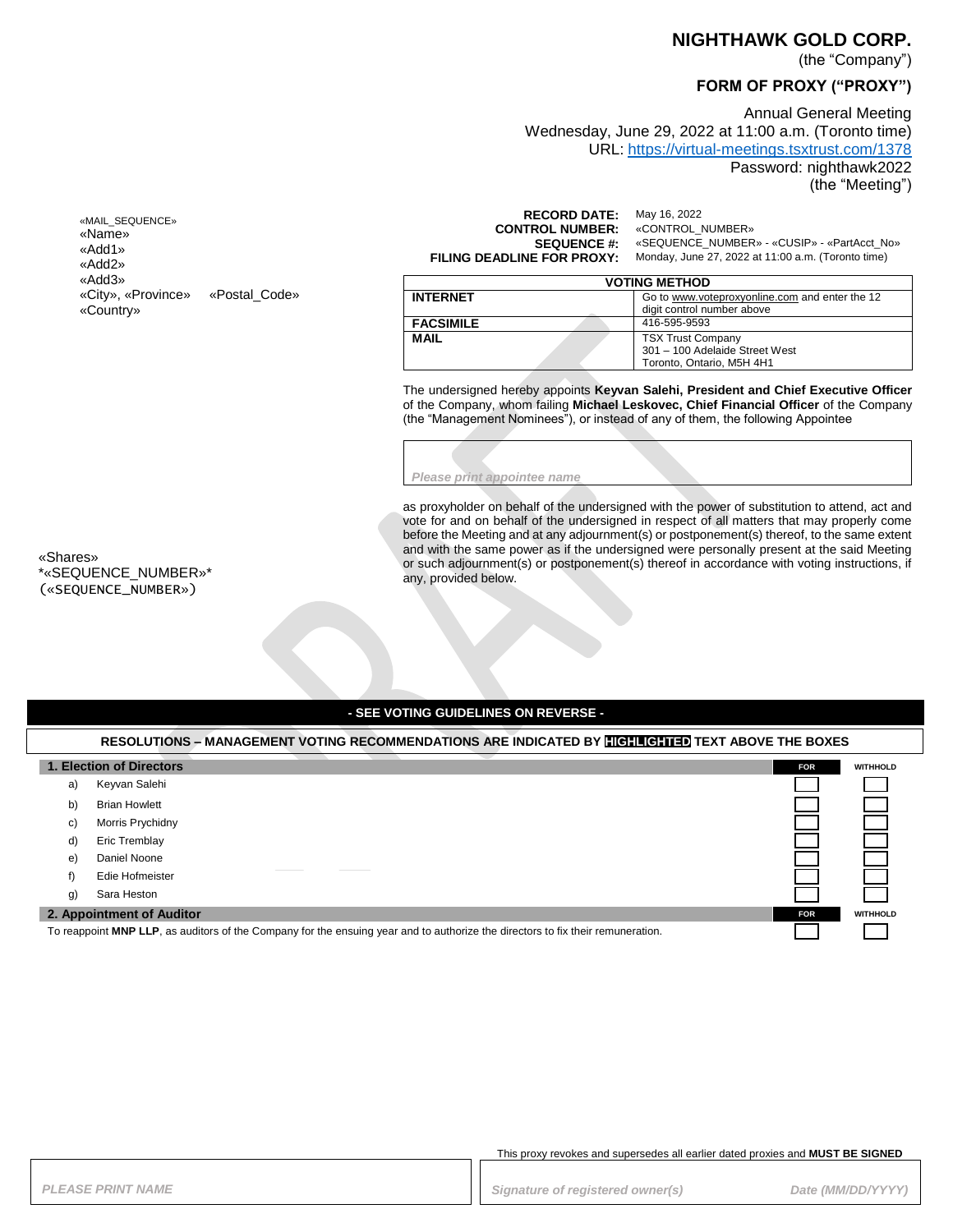# NIGHTHAWK GOLD CORP.

(the "Company")

## FORM OF PROXY ("PROXY")

Annual General Meeting
Wednesday, June 29, 2022 at 11:00 a.m. (Toronto time)
URL: https://virtual-meetings.tsxtrust.com/1378
Password: nighthawk2022
(the "Meeting")

«MAIL_SEQUENCE»
«Name»
«Add1»
«Add2»
«Add3»
«City», «Province» «Postal_Code»
«Country»

**RECORD DATE:** May 16, 2022
**CONTROL NUMBER:** «CONTROL_NUMBER»
**SEQUENCE #:** «SEQUENCE_NUMBER» - «CUSIP» - «PartAcct_No»
**FILING DEADLINE FOR PROXY:** Monday, June 27, 2022 at 11:00 a.m. (Toronto time)

| VOTING METHOD | |
|---|---|
| **INTERNET** | Go to www.voteproxyonline.com and enter the 12 digit control number above |
| **FACSIMILE** | 416-595-9593 |
| **MAIL** | TSX Trust Company<br>301 – 100 Adelaide Street West<br>Toronto, Ontario, M5H 4H1 |

The undersigned hereby appoints **Keyvan Salehi, President and Chief Executive Officer** of the Company, whom failing **Michael Leskovec, Chief Financial Officer** of the Company (the "Management Nominees"), or instead of any of them, the following Appointee

*Please print appointee name*

as proxyholder on behalf of the undersigned with the power of substitution to attend, act and vote for and on behalf of the undersigned in respect of all matters that may properly come before the Meeting and at any adjournment(s) or postponement(s) thereof, to the same extent and with the same power as if the undersigned were personally present at the said Meeting or such adjournment(s) or postponement(s) thereof in accordance with voting instructions, if any, provided below.

«Shares»
\*«SEQUENCE_NUMBER»\*
(«SEQUENCE_NUMBER»)

**- SEE VOTING GUIDELINES ON REVERSE -**

**RESOLUTIONS – MANAGEMENT VOTING RECOMMENDATIONS ARE INDICATED BY HIGHLIGHTED TEXT ABOVE THE BOXES**

| 1. Election of Directors | FOR | WITHHOLD |
|---|---|---|
| a) Keyvan Salehi | ☐ | ☐ |
| b) Brian Howlett | ☐ | ☐ |
| c) Morris Prychidny | ☐ | ☐ |
| d) Eric Tremblay | ☐ | ☐ |
| e) Daniel Noone | ☐ | ☐ |
| f) Edie Hofmeister | ☐ | ☐ |
| g) Sara Heston | ☐ | ☐ |

| 2. Appointment of Auditor | FOR | WITHHOLD |
|---|---|---|
| To reappoint **MNP LLP**, as auditors of the Company for the ensuing year and to authorize the directors to fix their remuneration. | ☐ | ☐ |

This proxy revokes and supersedes all earlier dated proxies and **MUST BE SIGNED**

*PLEASE PRINT NAME*

*Signature of registered owner(s)* *Date (MM/DD/YYYY)*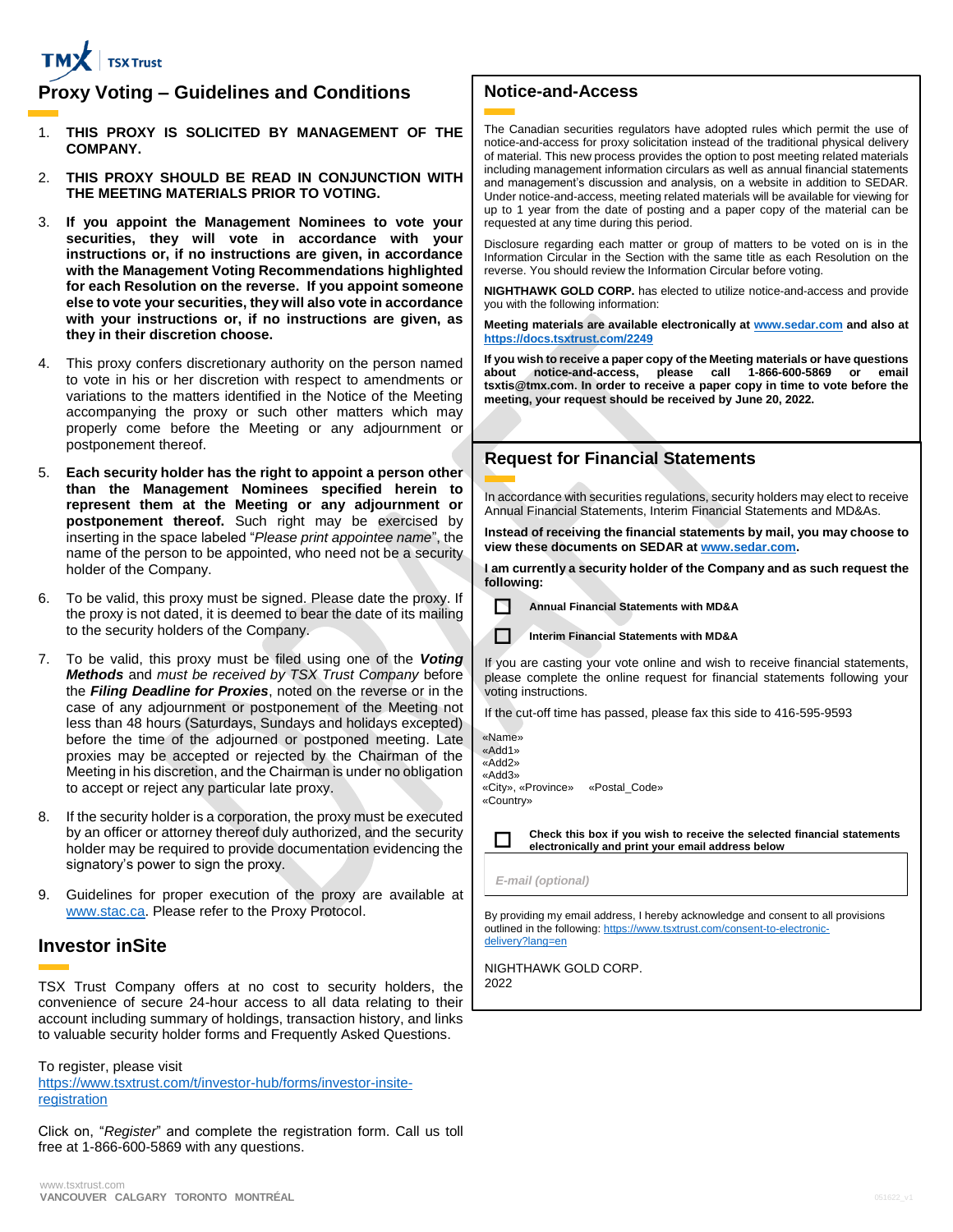# Proxy Voting – Guidelines and Conditions

1. **THIS PROXY IS SOLICITED BY MANAGEMENT OF THE COMPANY.**
2. **THIS PROXY SHOULD BE READ IN CONJUNCTION WITH THE MEETING MATERIALS PRIOR TO VOTING.**
3. **If you appoint the Management Nominees to vote your securities, they will vote in accordance with your instructions or, if no instructions are given, in accordance with the Management Voting Recommendations highlighted for each Resolution on the reverse. If you appoint someone else to vote your securities, they will also vote in accordance with your instructions or, if no instructions are given, as they in their discretion choose.**
4. This proxy confers discretionary authority on the person named to vote in his or her discretion with respect to amendments or variations to the matters identified in the Notice of the Meeting accompanying the proxy or such other matters which may properly come before the Meeting or any adjournment or postponement thereof.
5. **Each security holder has the right to appoint a person other than the Management Nominees specified herein to represent them at the Meeting or any adjournment or postponement thereof.** Such right may be exercised by inserting in the space labeled "*Please print appointee name*", the name of the person to be appointed, who need not be a security holder of the Company.
6. To be valid, this proxy must be signed. Please date the proxy. If the proxy is not dated, it is deemed to bear the date of its mailing to the security holders of the Company.
7. To be valid, this proxy must be filed using one of the ***Voting Methods*** and *must be received by TSX Trust Company* before the ***Filing Deadline for Proxies***, noted on the reverse or in the case of any adjournment or postponement of the Meeting not less than 48 hours (Saturdays, Sundays and holidays excepted) before the time of the adjourned or postponed meeting. Late proxies may be accepted or rejected by the Chairman of the Meeting in his discretion, and the Chairman is under no obligation to accept or reject any particular late proxy.
8. If the security holder is a corporation, the proxy must be executed by an officer or attorney thereof duly authorized, and the security holder may be required to provide documentation evidencing the signatory's power to sign the proxy.
9. Guidelines for proper execution of the proxy are available at www.stac.ca. Please refer to the Proxy Protocol.

## Investor inSite

TSX Trust Company offers at no cost to security holders, the convenience of secure 24-hour access to all data relating to their account including summary of holdings, transaction history, and links to valuable security holder forms and Frequently Asked Questions.

To register, please visit
https://www.tsxtrust.com/t/investor-hub/forms/investor-insite-registration

Click on, "*Register*" and complete the registration form. Call us toll free at 1-866-600-5869 with any questions.

## Notice-and-Access

The Canadian securities regulators have adopted rules which permit the use of notice-and-access for proxy solicitation instead of the traditional physical delivery of material. This new process provides the option to post meeting related materials including management information circulars as well as annual financial statements and management's discussion and analysis, on a website in addition to SEDAR. Under notice-and-access, meeting related materials will be available for viewing for up to 1 year from the date of posting and a paper copy of the material can be requested at any time during this period.

Disclosure regarding each matter or group of matters to be voted on is in the Information Circular in the Section with the same title as each Resolution on the reverse. You should review the Information Circular before voting.

**NIGHTHAWK GOLD CORP.** has elected to utilize notice-and-access and provide you with the following information:

**Meeting materials are available electronically at www.sedar.com and also at https://docs.tsxtrust.com/2249**

**If you wish to receive a paper copy of the Meeting materials or have questions about notice-and-access, please call 1-866-600-5869 or email tsxtis@tmx.com. In order to receive a paper copy in time to vote before the meeting, your request should be received by June 20, 2022.**

## Request for Financial Statements

In accordance with securities regulations, security holders may elect to receive Annual Financial Statements, Interim Financial Statements and MD&As.

**Instead of receiving the financial statements by mail, you may choose to view these documents on SEDAR at www.sedar.com.**

**I am currently a security holder of the Company and as such request the following:**

☐ **Annual Financial Statements with MD&A**

☐ **Interim Financial Statements with MD&A**

If you are casting your vote online and wish to receive financial statements, please complete the online request for financial statements following your voting instructions.

If the cut-off time has passed, please fax this side to 416-595-9593

«Name»
«Add1»
«Add2»
«Add3»
«City», «Province» «Postal_Code»
«Country»

☐ **Check this box if you wish to receive the selected financial statements electronically and print your email address below**

*E-mail (optional)*

By providing my email address, I hereby acknowledge and consent to all provisions outlined in the following: https://www.tsxtrust.com/consent-to-electronic-delivery?lang=en

NIGHTHAWK GOLD CORP.
2022